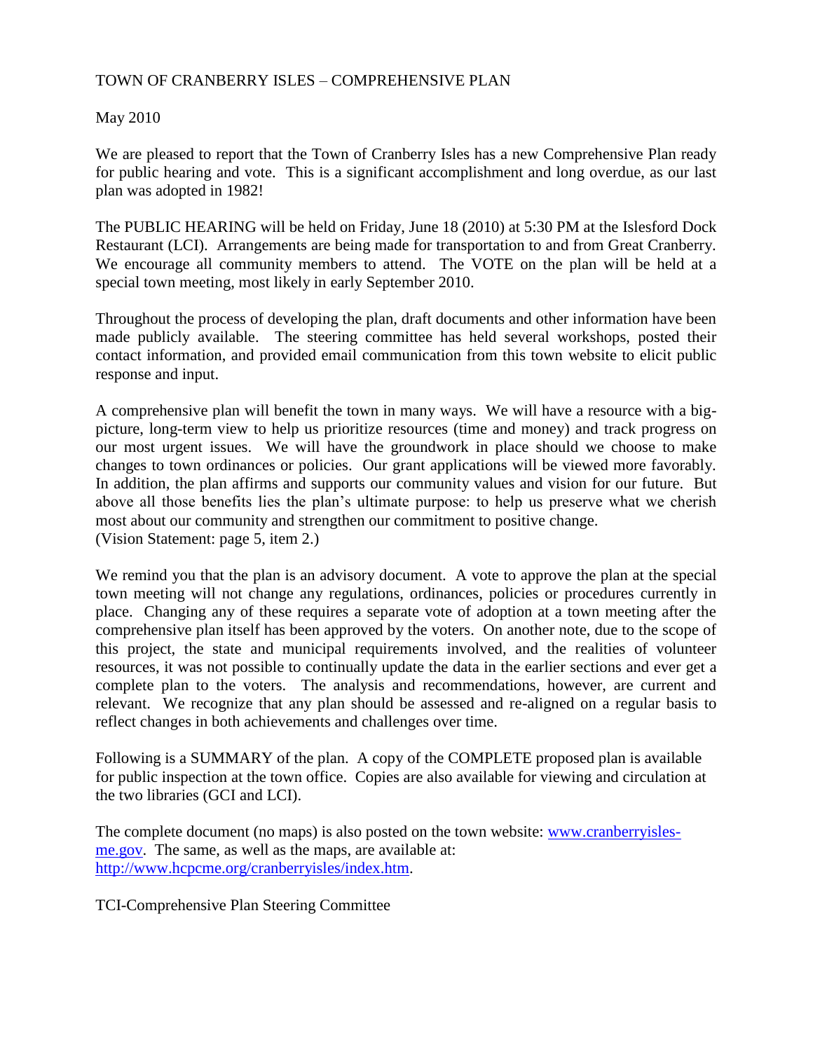TOWN OF CRANBERRY ISLES – COMPREHENSIVE PLAN

May 2010

We are pleased to report that the Town of Cranberry Isles has a new Comprehensive Plan ready for public hearing and vote. This is a significant accomplishment and long overdue, as our last plan was adopted in 1982!

The PUBLIC HEARING will be held on Friday, June 18 (2010) at 5:30 PM at the Islesford Dock Restaurant (LCI). Arrangements are being made for transportation to and from Great Cranberry. We encourage all community members to attend. The VOTE on the plan will be held at a special town meeting, most likely in early September 2010.

Throughout the process of developing the plan, draft documents and other information have been made publicly available. The steering committee has held several workshops, posted their contact information, and provided email communication from this town website to elicit public response and input.

A comprehensive plan will benefit the town in many ways. We will have a resource with a big-picture, long-term view to help us prioritize resources (time and money) and track progress on our most urgent issues. We will have the groundwork in place should we choose to make changes to town ordinances or policies. Our grant applications will be viewed more favorably. In addition, the plan affirms and supports our community values and vision for our future. But above all those benefits lies the plan's ultimate purpose: to help us preserve what we cherish most about our community and strengthen our commitment to positive change.
(Vision Statement: page 5, item 2.)

We remind you that the plan is an advisory document. A vote to approve the plan at the special town meeting will not change any regulations, ordinances, policies or procedures currently in place. Changing any of these requires a separate vote of adoption at a town meeting after the comprehensive plan itself has been approved by the voters. On another note, due to the scope of this project, the state and municipal requirements involved, and the realities of volunteer resources, it was not possible to continually update the data in the earlier sections and ever get a complete plan to the voters. The analysis and recommendations, however, are current and relevant. We recognize that any plan should be assessed and re-aligned on a regular basis to reflect changes in both achievements and challenges over time.

Following is a SUMMARY of the plan. A copy of the COMPLETE proposed plan is available for public inspection at the town office. Copies are also available for viewing and circulation at the two libraries (GCI and LCI).

The complete document (no maps) is also posted on the town website: [www.cranberryisles-me.gov](www.cranberryisles-me.gov). The same, as well as the maps, are available at: [http://www.hcpcme.org/cranberryisles/index.htm](http://www.hcpcme.org/cranberryisles/index.htm).

TCI-Comprehensive Plan Steering Committee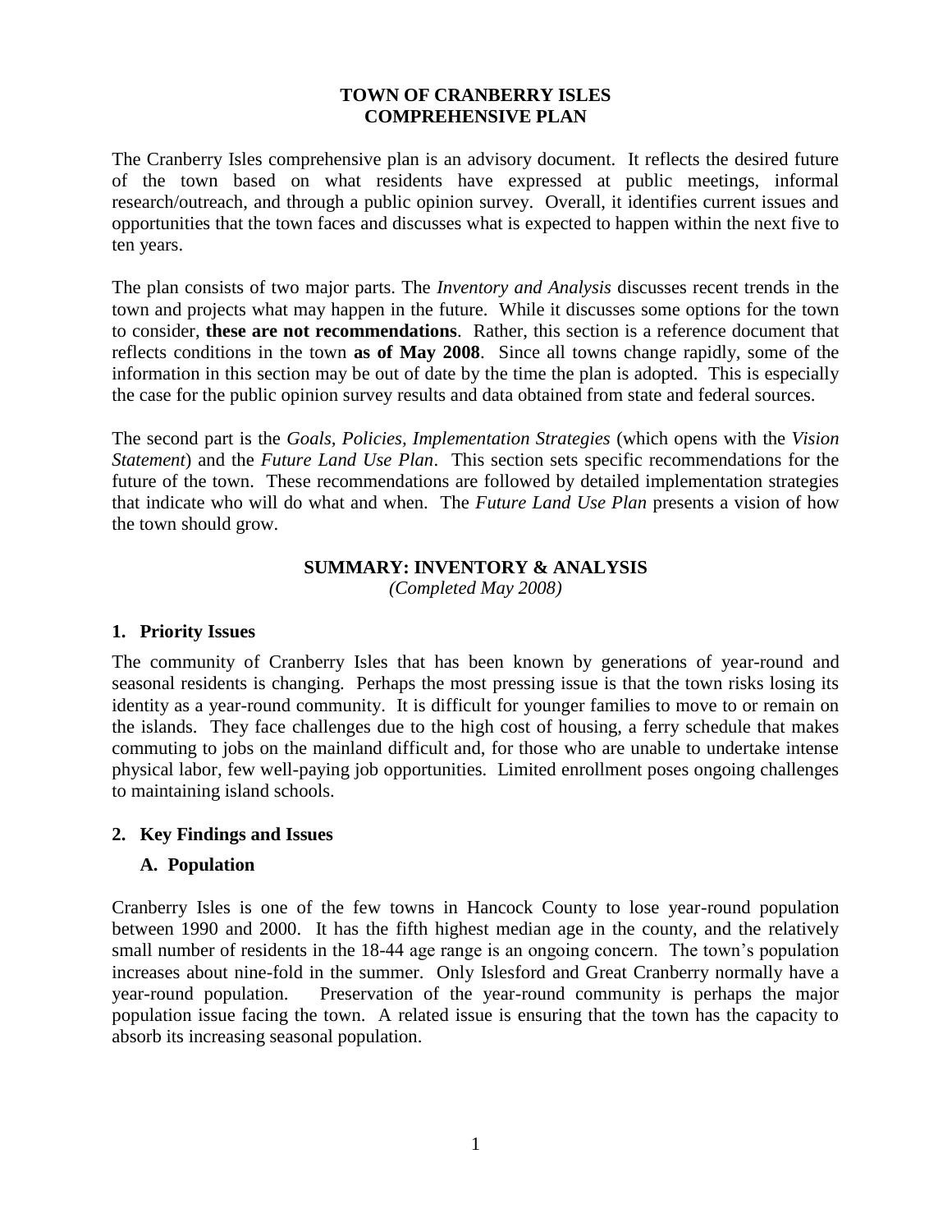# TOWN OF CRANBERRY ISLES COMPREHENSIVE PLAN

The Cranberry Isles comprehensive plan is an advisory document. It reflects the desired future of the town based on what residents have expressed at public meetings, informal research/outreach, and through a public opinion survey. Overall, it identifies current issues and opportunities that the town faces and discusses what is expected to happen within the next five to ten years.

The plan consists of two major parts. The *Inventory and Analysis* discusses recent trends in the town and projects what may happen in the future. While it discusses some options for the town to consider, **these are not recommendations**. Rather, this section is a reference document that reflects conditions in the town **as of May 2008**. Since all towns change rapidly, some of the information in this section may be out of date by the time the plan is adopted. This is especially the case for the public opinion survey results and data obtained from state and federal sources.

The second part is the *Goals, Policies, Implementation Strategies* (which opens with the *Vision Statement*) and the *Future Land Use Plan*. This section sets specific recommendations for the future of the town. These recommendations are followed by detailed implementation strategies that indicate who will do what and when. The *Future Land Use Plan* presents a vision of how the town should grow.

## SUMMARY: INVENTORY & ANALYSIS

*(Completed May 2008)*

### 1. Priority Issues

The community of Cranberry Isles that has been known by generations of year-round and seasonal residents is changing. Perhaps the most pressing issue is that the town risks losing its identity as a year-round community. It is difficult for younger families to move to or remain on the islands. They face challenges due to the high cost of housing, a ferry schedule that makes commuting to jobs on the mainland difficult and, for those who are unable to undertake intense physical labor, few well-paying job opportunities. Limited enrollment poses ongoing challenges to maintaining island schools.

### 2. Key Findings and Issues

#### A. Population

Cranberry Isles is one of the few towns in Hancock County to lose year-round population between 1990 and 2000. It has the fifth highest median age in the county, and the relatively small number of residents in the 18-44 age range is an ongoing concern. The town's population increases about nine-fold in the summer. Only Islesford and Great Cranberry normally have a year-round population. Preservation of the year-round community is perhaps the major population issue facing the town. A related issue is ensuring that the town has the capacity to absorb its increasing seasonal population.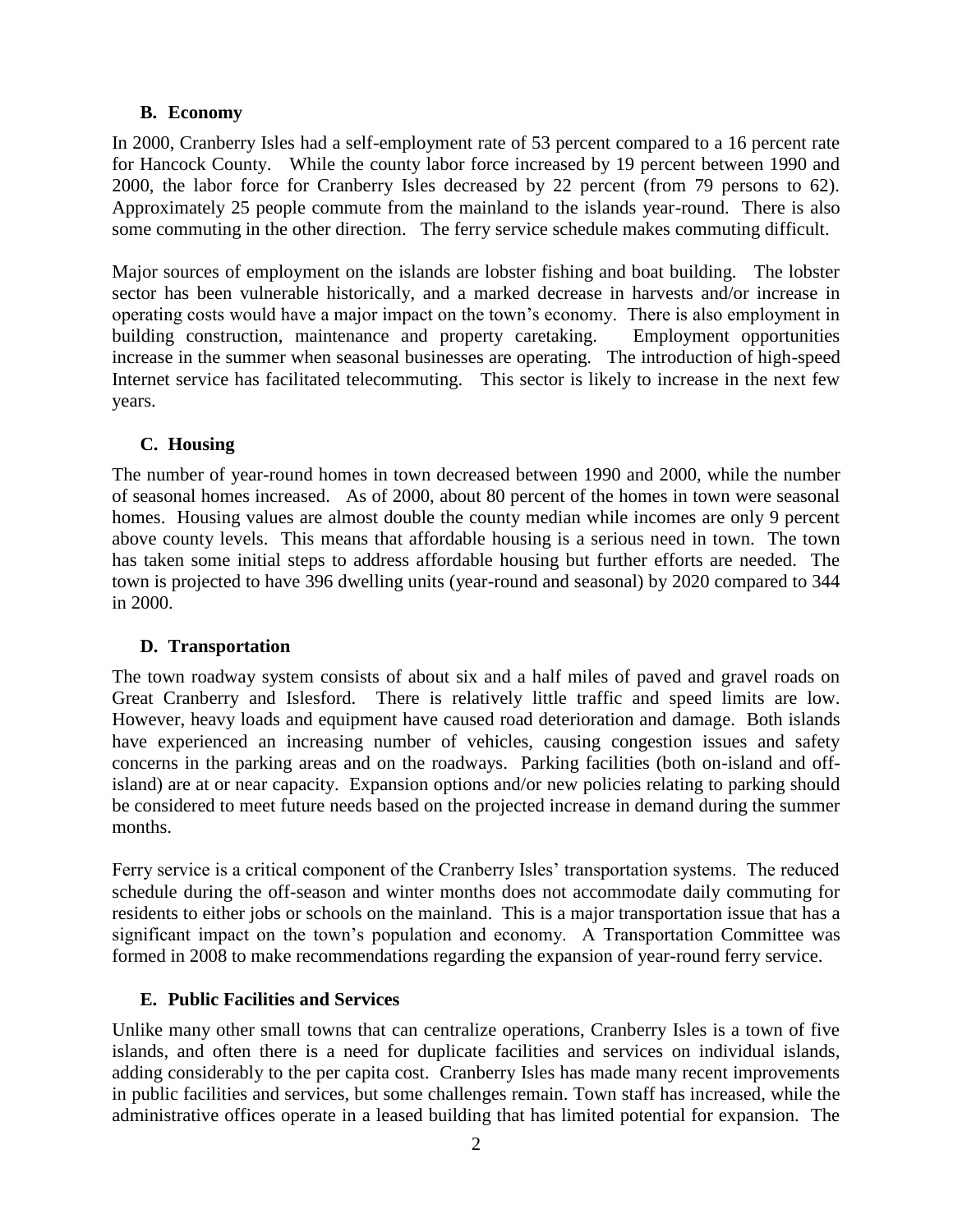### B. Economy

In 2000, Cranberry Isles had a self-employment rate of 53 percent compared to a 16 percent rate for Hancock County. While the county labor force increased by 19 percent between 1990 and 2000, the labor force for Cranberry Isles decreased by 22 percent (from 79 persons to 62). Approximately 25 people commute from the mainland to the islands year-round. There is also some commuting in the other direction. The ferry service schedule makes commuting difficult.

Major sources of employment on the islands are lobster fishing and boat building. The lobster sector has been vulnerable historically, and a marked decrease in harvests and/or increase in operating costs would have a major impact on the town's economy. There is also employment in building construction, maintenance and property caretaking. Employment opportunities increase in the summer when seasonal businesses are operating. The introduction of high-speed Internet service has facilitated telecommuting. This sector is likely to increase in the next few years.

### C. Housing

The number of year-round homes in town decreased between 1990 and 2000, while the number of seasonal homes increased. As of 2000, about 80 percent of the homes in town were seasonal homes. Housing values are almost double the county median while incomes are only 9 percent above county levels. This means that affordable housing is a serious need in town. The town has taken some initial steps to address affordable housing but further efforts are needed. The town is projected to have 396 dwelling units (year-round and seasonal) by 2020 compared to 344 in 2000.

### D. Transportation

The town roadway system consists of about six and a half miles of paved and gravel roads on Great Cranberry and Islesford. There is relatively little traffic and speed limits are low. However, heavy loads and equipment have caused road deterioration and damage. Both islands have experienced an increasing number of vehicles, causing congestion issues and safety concerns in the parking areas and on the roadways. Parking facilities (both on-island and off-island) are at or near capacity. Expansion options and/or new policies relating to parking should be considered to meet future needs based on the projected increase in demand during the summer months.

Ferry service is a critical component of the Cranberry Isles' transportation systems. The reduced schedule during the off-season and winter months does not accommodate daily commuting for residents to either jobs or schools on the mainland. This is a major transportation issue that has a significant impact on the town's population and economy. A Transportation Committee was formed in 2008 to make recommendations regarding the expansion of year-round ferry service.

### E. Public Facilities and Services

Unlike many other small towns that can centralize operations, Cranberry Isles is a town of five islands, and often there is a need for duplicate facilities and services on individual islands, adding considerably to the per capita cost. Cranberry Isles has made many recent improvements in public facilities and services, but some challenges remain. Town staff has increased, while the administrative offices operate in a leased building that has limited potential for expansion. The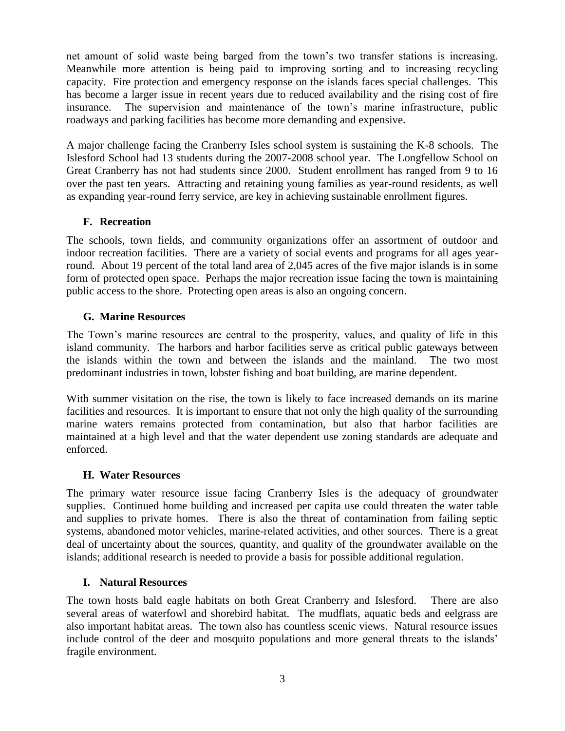net amount of solid waste being barged from the town's two transfer stations is increasing. Meanwhile more attention is being paid to improving sorting and to increasing recycling capacity. Fire protection and emergency response on the islands faces special challenges. This has become a larger issue in recent years due to reduced availability and the rising cost of fire insurance. The supervision and maintenance of the town's marine infrastructure, public roadways and parking facilities has become more demanding and expensive.

A major challenge facing the Cranberry Isles school system is sustaining the K-8 schools. The Islesford School had 13 students during the 2007-2008 school year. The Longfellow School on Great Cranberry has not had students since 2000. Student enrollment has ranged from 9 to 16 over the past ten years. Attracting and retaining young families as year-round residents, as well as expanding year-round ferry service, are key in achieving sustainable enrollment figures.

### F. Recreation

The schools, town fields, and community organizations offer an assortment of outdoor and indoor recreation facilities. There are a variety of social events and programs for all ages year-round. About 19 percent of the total land area of 2,045 acres of the five major islands is in some form of protected open space. Perhaps the major recreation issue facing the town is maintaining public access to the shore. Protecting open areas is also an ongoing concern.

### G. Marine Resources

The Town's marine resources are central to the prosperity, values, and quality of life in this island community. The harbors and harbor facilities serve as critical public gateways between the islands within the town and between the islands and the mainland. The two most predominant industries in town, lobster fishing and boat building, are marine dependent.

With summer visitation on the rise, the town is likely to face increased demands on its marine facilities and resources. It is important to ensure that not only the high quality of the surrounding marine waters remains protected from contamination, but also that harbor facilities are maintained at a high level and that the water dependent use zoning standards are adequate and enforced.

### H. Water Resources

The primary water resource issue facing Cranberry Isles is the adequacy of groundwater supplies. Continued home building and increased per capita use could threaten the water table and supplies to private homes. There is also the threat of contamination from failing septic systems, abandoned motor vehicles, marine-related activities, and other sources. There is a great deal of uncertainty about the sources, quantity, and quality of the groundwater available on the islands; additional research is needed to provide a basis for possible additional regulation.

### I. Natural Resources

The town hosts bald eagle habitats on both Great Cranberry and Islesford. There are also several areas of waterfowl and shorebird habitat. The mudflats, aquatic beds and eelgrass are also important habitat areas. The town also has countless scenic views. Natural resource issues include control of the deer and mosquito populations and more general threats to the islands' fragile environment.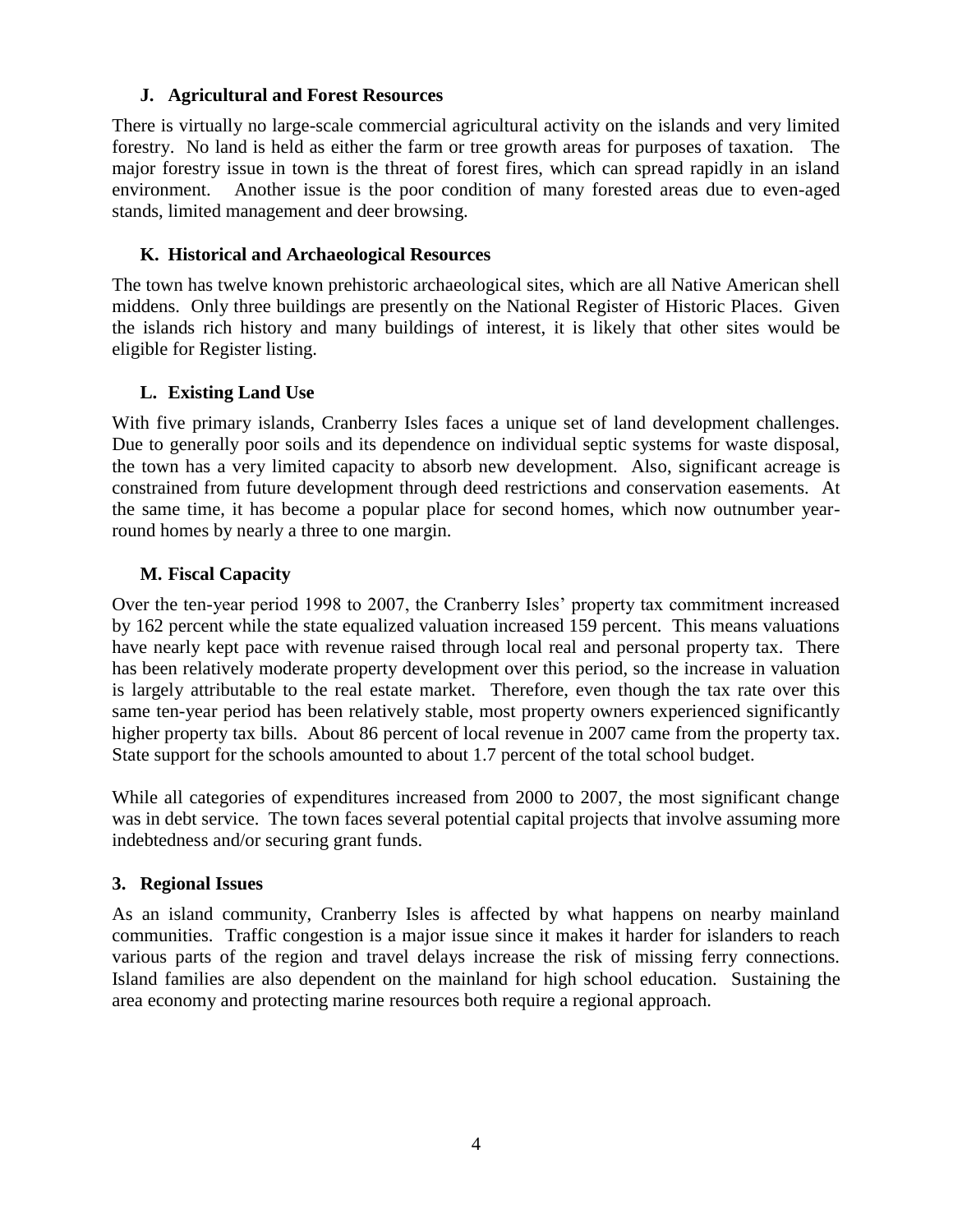### J. Agricultural and Forest Resources

There is virtually no large-scale commercial agricultural activity on the islands and very limited forestry. No land is held as either the farm or tree growth areas for purposes of taxation. The major forestry issue in town is the threat of forest fires, which can spread rapidly in an island environment. Another issue is the poor condition of many forested areas due to even-aged stands, limited management and deer browsing.

### K. Historical and Archaeological Resources

The town has twelve known prehistoric archaeological sites, which are all Native American shell middens. Only three buildings are presently on the National Register of Historic Places. Given the islands rich history and many buildings of interest, it is likely that other sites would be eligible for Register listing.

### L. Existing Land Use

With five primary islands, Cranberry Isles faces a unique set of land development challenges. Due to generally poor soils and its dependence on individual septic systems for waste disposal, the town has a very limited capacity to absorb new development. Also, significant acreage is constrained from future development through deed restrictions and conservation easements. At the same time, it has become a popular place for second homes, which now outnumber year-round homes by nearly a three to one margin.

### M. Fiscal Capacity

Over the ten-year period 1998 to 2007, the Cranberry Isles' property tax commitment increased by 162 percent while the state equalized valuation increased 159 percent. This means valuations have nearly kept pace with revenue raised through local real and personal property tax. There has been relatively moderate property development over this period, so the increase in valuation is largely attributable to the real estate market. Therefore, even though the tax rate over this same ten-year period has been relatively stable, most property owners experienced significantly higher property tax bills. About 86 percent of local revenue in 2007 came from the property tax. State support for the schools amounted to about 1.7 percent of the total school budget.

While all categories of expenditures increased from 2000 to 2007, the most significant change was in debt service. The town faces several potential capital projects that involve assuming more indebtedness and/or securing grant funds.

## 3. Regional Issues

As an island community, Cranberry Isles is affected by what happens on nearby mainland communities. Traffic congestion is a major issue since it makes it harder for islanders to reach various parts of the region and travel delays increase the risk of missing ferry connections. Island families are also dependent on the mainland for high school education. Sustaining the area economy and protecting marine resources both require a regional approach.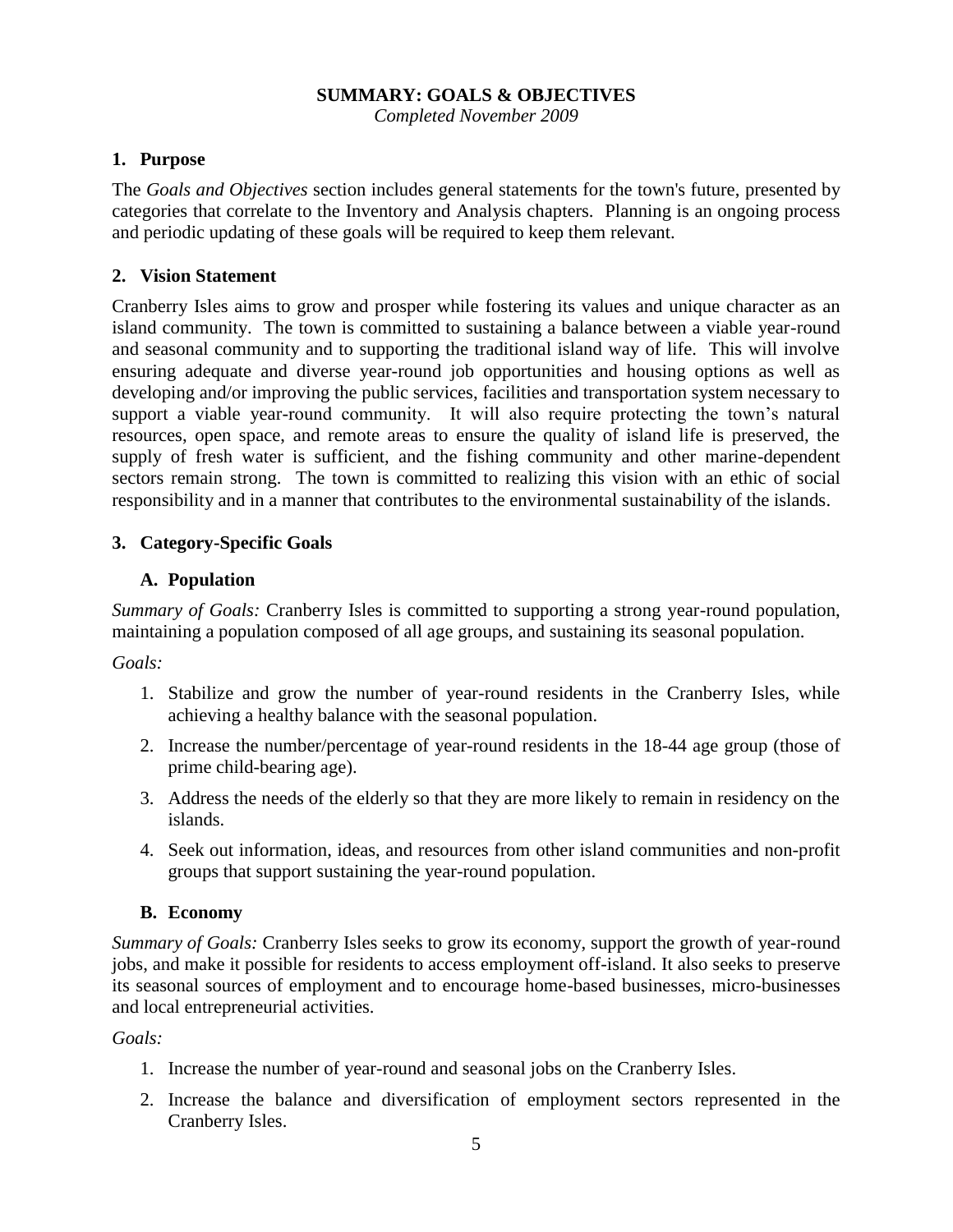# SUMMARY: GOALS & OBJECTIVES

*Completed November 2009*

## 1. Purpose

The *Goals and Objectives* section includes general statements for the town's future, presented by categories that correlate to the Inventory and Analysis chapters. Planning is an ongoing process and periodic updating of these goals will be required to keep them relevant.

## 2. Vision Statement

Cranberry Isles aims to grow and prosper while fostering its values and unique character as an island community. The town is committed to sustaining a balance between a viable year-round and seasonal community and to supporting the traditional island way of life. This will involve ensuring adequate and diverse year-round job opportunities and housing options as well as developing and/or improving the public services, facilities and transportation system necessary to support a viable year-round community. It will also require protecting the town's natural resources, open space, and remote areas to ensure the quality of island life is preserved, the supply of fresh water is sufficient, and the fishing community and other marine-dependent sectors remain strong. The town is committed to realizing this vision with an ethic of social responsibility and in a manner that contributes to the environmental sustainability of the islands.

## 3. Category-Specific Goals

### A. Population

*Summary of Goals:* Cranberry Isles is committed to supporting a strong year-round population, maintaining a population composed of all age groups, and sustaining its seasonal population.

*Goals:*

1. Stabilize and grow the number of year-round residents in the Cranberry Isles, while achieving a healthy balance with the seasonal population.
2. Increase the number/percentage of year-round residents in the 18-44 age group (those of prime child-bearing age).
3. Address the needs of the elderly so that they are more likely to remain in residency on the islands.
4. Seek out information, ideas, and resources from other island communities and non-profit groups that support sustaining the year-round population.

### B. Economy

*Summary of Goals:* Cranberry Isles seeks to grow its economy, support the growth of year-round jobs, and make it possible for residents to access employment off-island. It also seeks to preserve its seasonal sources of employment and to encourage home-based businesses, micro-businesses and local entrepreneurial activities.

*Goals:*

1. Increase the number of year-round and seasonal jobs on the Cranberry Isles.
2. Increase the balance and diversification of employment sectors represented in the Cranberry Isles.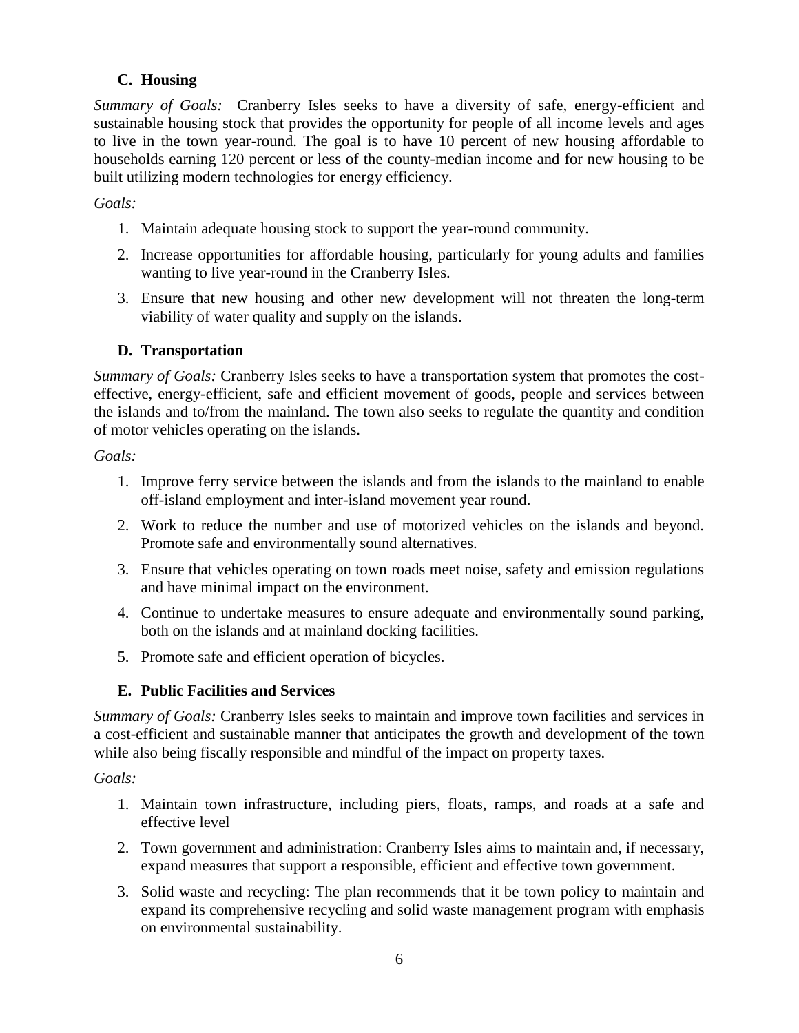### C. Housing

*Summary of Goals:* Cranberry Isles seeks to have a diversity of safe, energy-efficient and sustainable housing stock that provides the opportunity for people of all income levels and ages to live in the town year-round. The goal is to have 10 percent of new housing affordable to households earning 120 percent or less of the county-median income and for new housing to be built utilizing modern technologies for energy efficiency.

*Goals:*

1. Maintain adequate housing stock to support the year-round community.
2. Increase opportunities for affordable housing, particularly for young adults and families wanting to live year-round in the Cranberry Isles.
3. Ensure that new housing and other new development will not threaten the long-term viability of water quality and supply on the islands.

### D. Transportation

*Summary of Goals:* Cranberry Isles seeks to have a transportation system that promotes the cost-effective, energy-efficient, safe and efficient movement of goods, people and services between the islands and to/from the mainland. The town also seeks to regulate the quantity and condition of motor vehicles operating on the islands.

*Goals:*

1. Improve ferry service between the islands and from the islands to the mainland to enable off-island employment and inter-island movement year round.
2. Work to reduce the number and use of motorized vehicles on the islands and beyond. Promote safe and environmentally sound alternatives.
3. Ensure that vehicles operating on town roads meet noise, safety and emission regulations and have minimal impact on the environment.
4. Continue to undertake measures to ensure adequate and environmentally sound parking, both on the islands and at mainland docking facilities.
5. Promote safe and efficient operation of bicycles.

### E. Public Facilities and Services

*Summary of Goals:* Cranberry Isles seeks to maintain and improve town facilities and services in a cost-efficient and sustainable manner that anticipates the growth and development of the town while also being fiscally responsible and mindful of the impact on property taxes.

*Goals:*

1. Maintain town infrastructure, including piers, floats, ramps, and roads at a safe and effective level
2. <u>Town government and administration</u>: Cranberry Isles aims to maintain and, if necessary, expand measures that support a responsible, efficient and effective town government.
3. <u>Solid waste and recycling</u>: The plan recommends that it be town policy to maintain and expand its comprehensive recycling and solid waste management program with emphasis on environmental sustainability.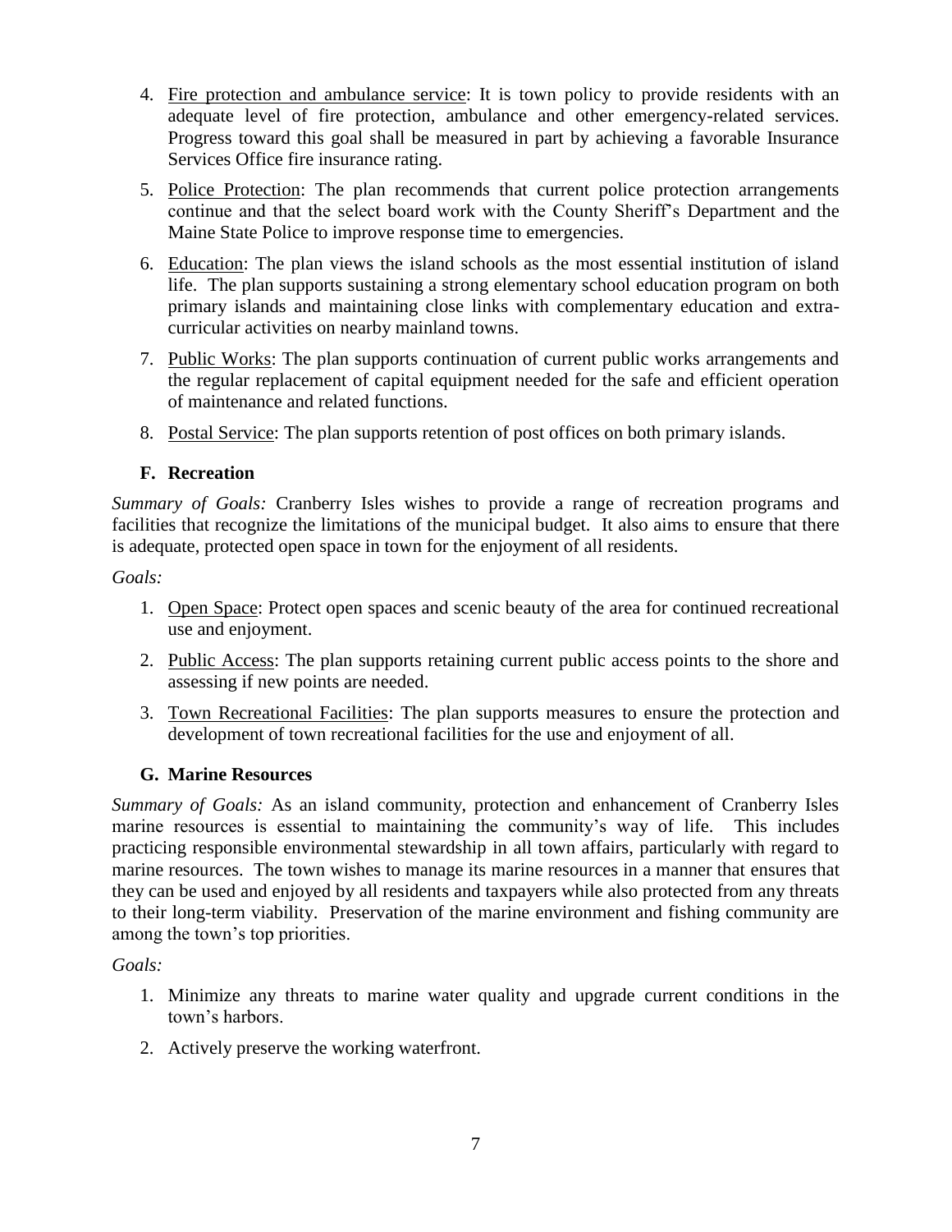4. Fire protection and ambulance service: It is town policy to provide residents with an adequate level of fire protection, ambulance and other emergency-related services. Progress toward this goal shall be measured in part by achieving a favorable Insurance Services Office fire insurance rating.

5. Police Protection: The plan recommends that current police protection arrangements continue and that the select board work with the County Sheriff's Department and the Maine State Police to improve response time to emergencies.

6. Education: The plan views the island schools as the most essential institution of island life. The plan supports sustaining a strong elementary school education program on both primary islands and maintaining close links with complementary education and extra-curricular activities on nearby mainland towns.

7. Public Works: The plan supports continuation of current public works arrangements and the regular replacement of capital equipment needed for the safe and efficient operation of maintenance and related functions.

8. Postal Service: The plan supports retention of post offices on both primary islands.

### F. Recreation

*Summary of Goals:* Cranberry Isles wishes to provide a range of recreation programs and facilities that recognize the limitations of the municipal budget. It also aims to ensure that there is adequate, protected open space in town for the enjoyment of all residents.

*Goals:*

1. Open Space: Protect open spaces and scenic beauty of the area for continued recreational use and enjoyment.

2. Public Access: The plan supports retaining current public access points to the shore and assessing if new points are needed.

3. Town Recreational Facilities: The plan supports measures to ensure the protection and development of town recreational facilities for the use and enjoyment of all.

### G. Marine Resources

*Summary of Goals:* As an island community, protection and enhancement of Cranberry Isles marine resources is essential to maintaining the community's way of life. This includes practicing responsible environmental stewardship in all town affairs, particularly with regard to marine resources. The town wishes to manage its marine resources in a manner that ensures that they can be used and enjoyed by all residents and taxpayers while also protected from any threats to their long-term viability. Preservation of the marine environment and fishing community are among the town's top priorities.

*Goals:*

1. Minimize any threats to marine water quality and upgrade current conditions in the town's harbors.

2. Actively preserve the working waterfront.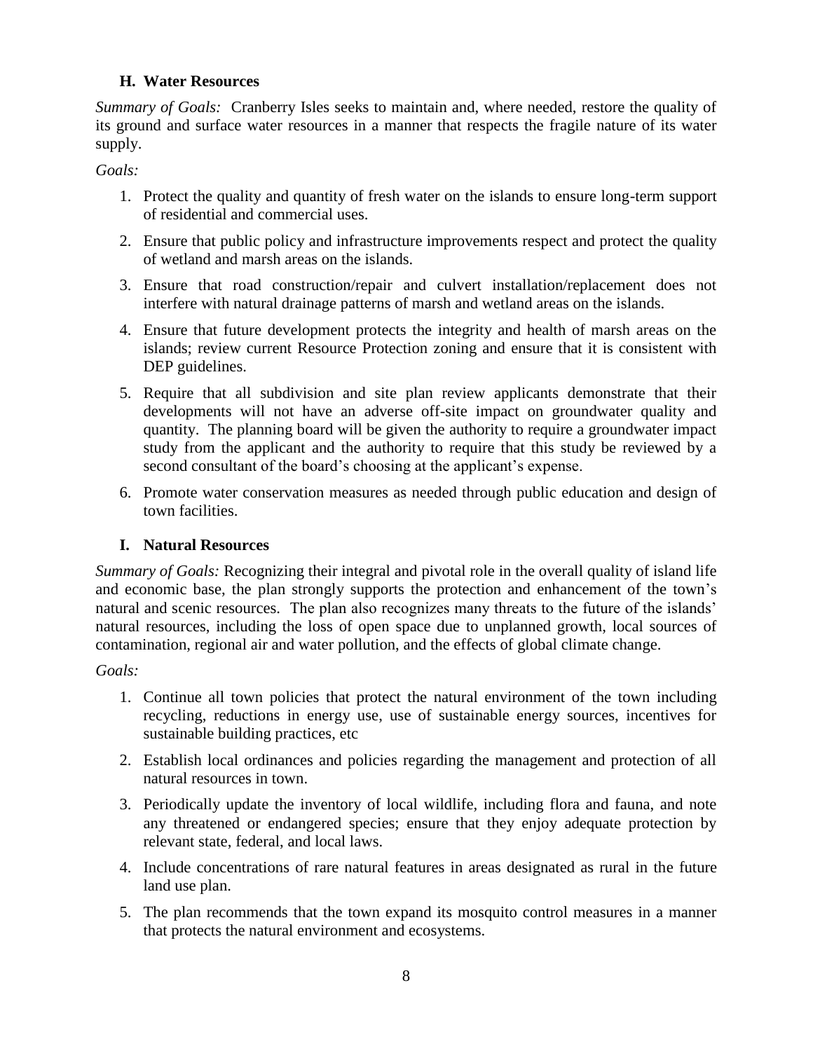### H. Water Resources

*Summary of Goals:* Cranberry Isles seeks to maintain and, where needed, restore the quality of its ground and surface water resources in a manner that respects the fragile nature of its water supply.

*Goals:*

1. Protect the quality and quantity of fresh water on the islands to ensure long-term support of residential and commercial uses.
2. Ensure that public policy and infrastructure improvements respect and protect the quality of wetland and marsh areas on the islands.
3. Ensure that road construction/repair and culvert installation/replacement does not interfere with natural drainage patterns of marsh and wetland areas on the islands.
4. Ensure that future development protects the integrity and health of marsh areas on the islands; review current Resource Protection zoning and ensure that it is consistent with DEP guidelines.
5. Require that all subdivision and site plan review applicants demonstrate that their developments will not have an adverse off-site impact on groundwater quality and quantity. The planning board will be given the authority to require a groundwater impact study from the applicant and the authority to require that this study be reviewed by a second consultant of the board's choosing at the applicant's expense.
6. Promote water conservation measures as needed through public education and design of town facilities.

### I. Natural Resources

*Summary of Goals:* Recognizing their integral and pivotal role in the overall quality of island life and economic base, the plan strongly supports the protection and enhancement of the town's natural and scenic resources. The plan also recognizes many threats to the future of the islands' natural resources, including the loss of open space due to unplanned growth, local sources of contamination, regional air and water pollution, and the effects of global climate change.

*Goals:*

1. Continue all town policies that protect the natural environment of the town including recycling, reductions in energy use, use of sustainable energy sources, incentives for sustainable building practices, etc
2. Establish local ordinances and policies regarding the management and protection of all natural resources in town.
3. Periodically update the inventory of local wildlife, including flora and fauna, and note any threatened or endangered species; ensure that they enjoy adequate protection by relevant state, federal, and local laws.
4. Include concentrations of rare natural features in areas designated as rural in the future land use plan.
5. The plan recommends that the town expand its mosquito control measures in a manner that protects the natural environment and ecosystems.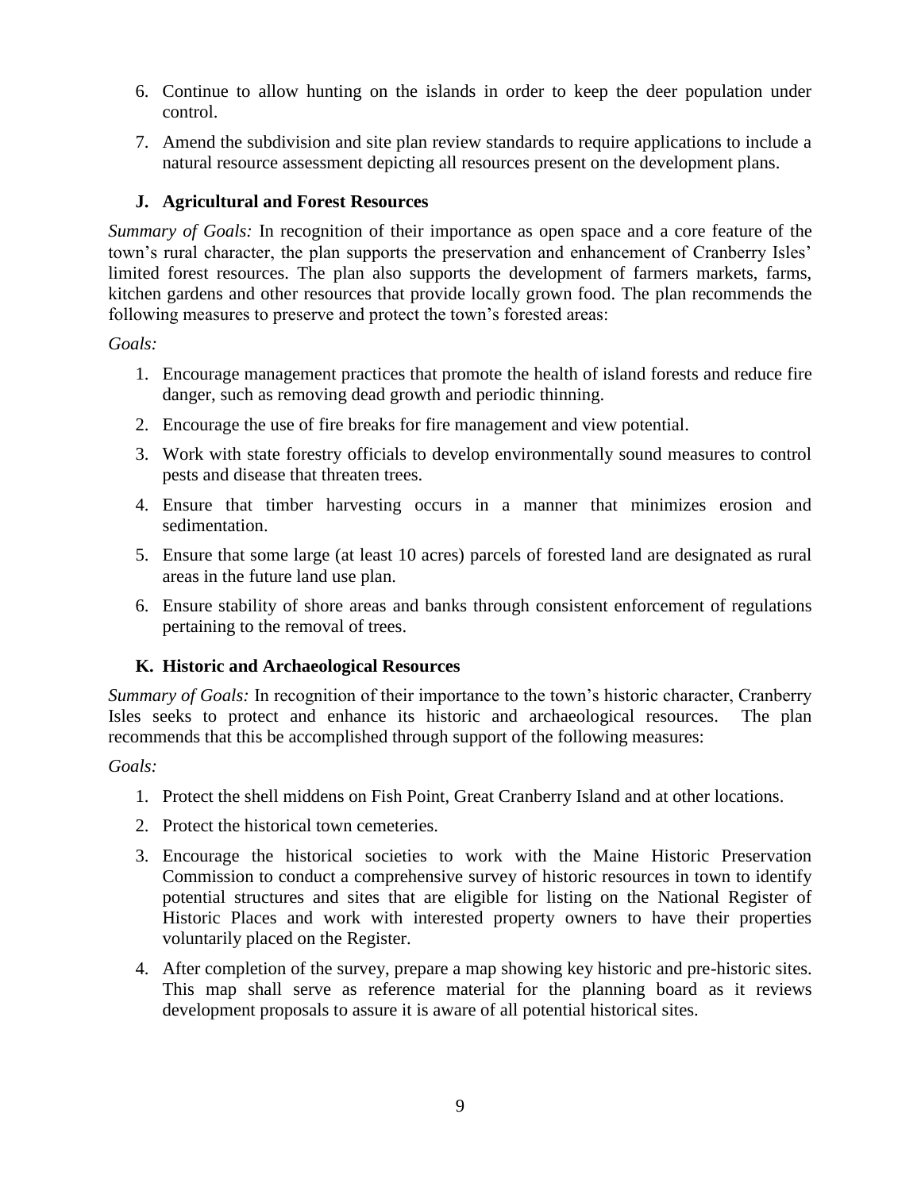6. Continue to allow hunting on the islands in order to keep the deer population under control.
7. Amend the subdivision and site plan review standards to require applications to include a natural resource assessment depicting all resources present on the development plans.

### J. Agricultural and Forest Resources

*Summary of Goals:* In recognition of their importance as open space and a core feature of the town's rural character, the plan supports the preservation and enhancement of Cranberry Isles' limited forest resources. The plan also supports the development of farmers markets, farms, kitchen gardens and other resources that provide locally grown food. The plan recommends the following measures to preserve and protect the town's forested areas:

*Goals:*

1. Encourage management practices that promote the health of island forests and reduce fire danger, such as removing dead growth and periodic thinning.
2. Encourage the use of fire breaks for fire management and view potential.
3. Work with state forestry officials to develop environmentally sound measures to control pests and disease that threaten trees.
4. Ensure that timber harvesting occurs in a manner that minimizes erosion and sedimentation.
5. Ensure that some large (at least 10 acres) parcels of forested land are designated as rural areas in the future land use plan.
6. Ensure stability of shore areas and banks through consistent enforcement of regulations pertaining to the removal of trees.

### K. Historic and Archaeological Resources

*Summary of Goals:* In recognition of their importance to the town's historic character, Cranberry Isles seeks to protect and enhance its historic and archaeological resources. The plan recommends that this be accomplished through support of the following measures:

*Goals:*

1. Protect the shell middens on Fish Point, Great Cranberry Island and at other locations.
2. Protect the historical town cemeteries.
3. Encourage the historical societies to work with the Maine Historic Preservation Commission to conduct a comprehensive survey of historic resources in town to identify potential structures and sites that are eligible for listing on the National Register of Historic Places and work with interested property owners to have their properties voluntarily placed on the Register.
4. After completion of the survey, prepare a map showing key historic and pre-historic sites. This map shall serve as reference material for the planning board as it reviews development proposals to assure it is aware of all potential historical sites.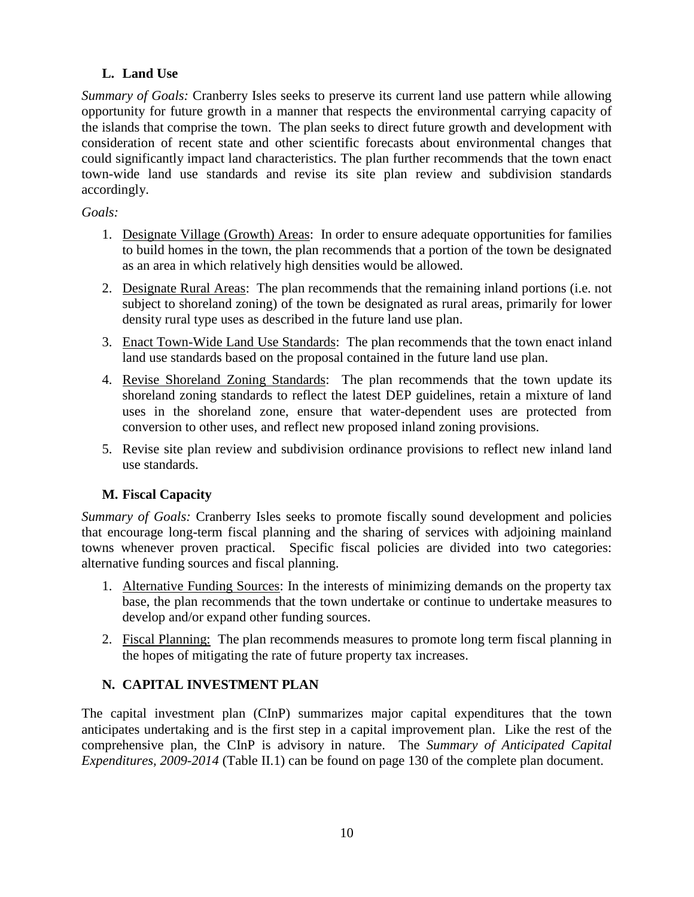### L. Land Use

*Summary of Goals:* Cranberry Isles seeks to preserve its current land use pattern while allowing opportunity for future growth in a manner that respects the environmental carrying capacity of the islands that comprise the town. The plan seeks to direct future growth and development with consideration of recent state and other scientific forecasts about environmental changes that could significantly impact land characteristics. The plan further recommends that the town enact town-wide land use standards and revise its site plan review and subdivision standards accordingly.

*Goals:*

1. Designate Village (Growth) Areas: In order to ensure adequate opportunities for families to build homes in the town, the plan recommends that a portion of the town be designated as an area in which relatively high densities would be allowed.
2. Designate Rural Areas: The plan recommends that the remaining inland portions (i.e. not subject to shoreland zoning) of the town be designated as rural areas, primarily for lower density rural type uses as described in the future land use plan.
3. Enact Town-Wide Land Use Standards: The plan recommends that the town enact inland land use standards based on the proposal contained in the future land use plan.
4. Revise Shoreland Zoning Standards: The plan recommends that the town update its shoreland zoning standards to reflect the latest DEP guidelines, retain a mixture of land uses in the shoreland zone, ensure that water-dependent uses are protected from conversion to other uses, and reflect new proposed inland zoning provisions.
5. Revise site plan review and subdivision ordinance provisions to reflect new inland land use standards.

### M. Fiscal Capacity

*Summary of Goals:* Cranberry Isles seeks to promote fiscally sound development and policies that encourage long-term fiscal planning and the sharing of services with adjoining mainland towns whenever proven practical. Specific fiscal policies are divided into two categories: alternative funding sources and fiscal planning.

1. Alternative Funding Sources: In the interests of minimizing demands on the property tax base, the plan recommends that the town undertake or continue to undertake measures to develop and/or expand other funding sources.
2. Fiscal Planning: The plan recommends measures to promote long term fiscal planning in the hopes of mitigating the rate of future property tax increases.

### N. CAPITAL INVESTMENT PLAN

The capital investment plan (CInP) summarizes major capital expenditures that the town anticipates undertaking and is the first step in a capital improvement plan. Like the rest of the comprehensive plan, the CInP is advisory in nature. The *Summary of Anticipated Capital Expenditures, 2009-2014* (Table II.1) can be found on page 130 of the complete plan document.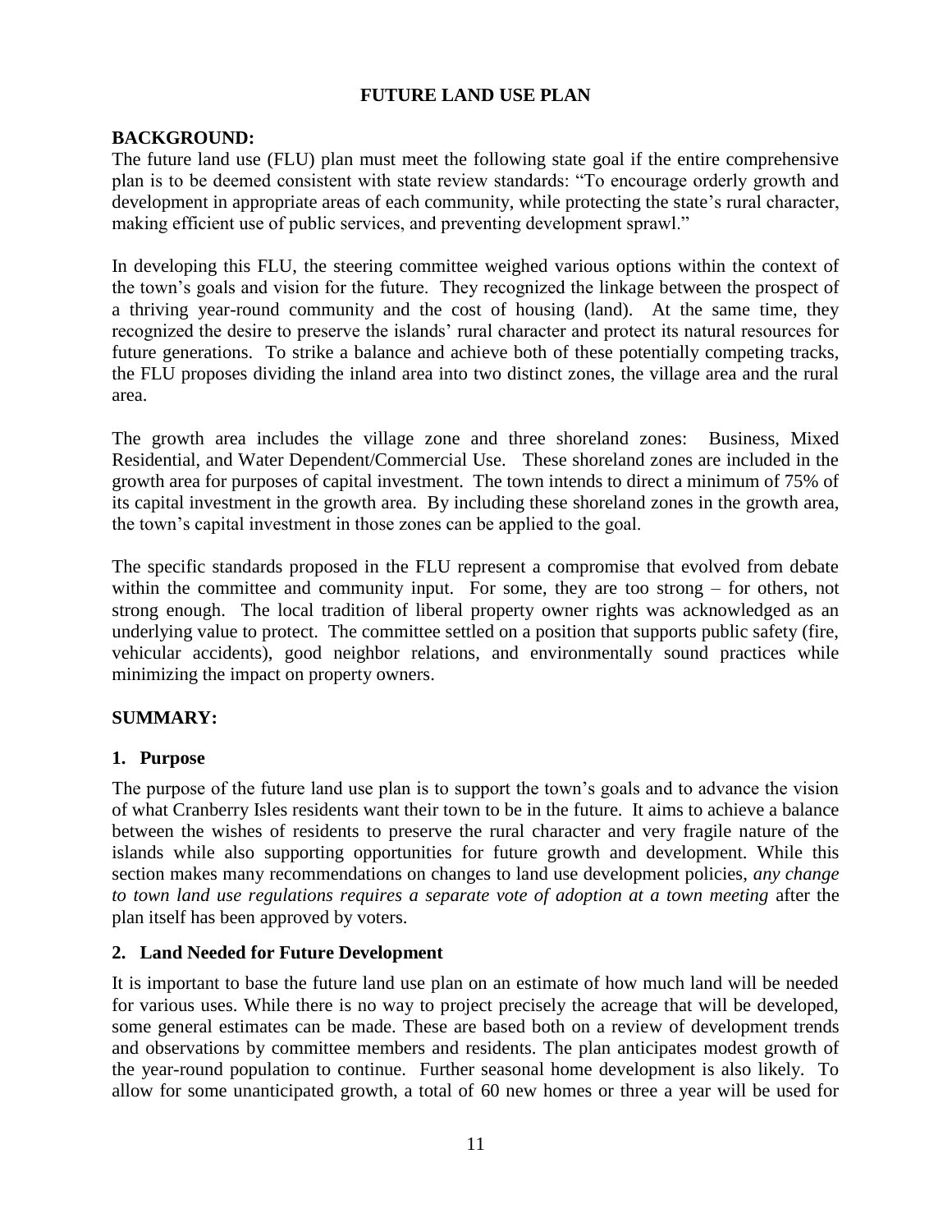# FUTURE LAND USE PLAN

## BACKGROUND:

The future land use (FLU) plan must meet the following state goal if the entire comprehensive plan is to be deemed consistent with state review standards: "To encourage orderly growth and development in appropriate areas of each community, while protecting the state's rural character, making efficient use of public services, and preventing development sprawl."

In developing this FLU, the steering committee weighed various options within the context of the town's goals and vision for the future. They recognized the linkage between the prospect of a thriving year-round community and the cost of housing (land). At the same time, they recognized the desire to preserve the islands' rural character and protect its natural resources for future generations. To strike a balance and achieve both of these potentially competing tracks, the FLU proposes dividing the inland area into two distinct zones, the village area and the rural area.

The growth area includes the village zone and three shoreland zones: Business, Mixed Residential, and Water Dependent/Commercial Use. These shoreland zones are included in the growth area for purposes of capital investment. The town intends to direct a minimum of 75% of its capital investment in the growth area. By including these shoreland zones in the growth area, the town's capital investment in those zones can be applied to the goal.

The specific standards proposed in the FLU represent a compromise that evolved from debate within the committee and community input. For some, they are too strong – for others, not strong enough. The local tradition of liberal property owner rights was acknowledged as an underlying value to protect. The committee settled on a position that supports public safety (fire, vehicular accidents), good neighbor relations, and environmentally sound practices while minimizing the impact on property owners.

## SUMMARY:

### 1. Purpose

The purpose of the future land use plan is to support the town's goals and to advance the vision of what Cranberry Isles residents want their town to be in the future. It aims to achieve a balance between the wishes of residents to preserve the rural character and very fragile nature of the islands while also supporting opportunities for future growth and development. While this section makes many recommendations on changes to land use development policies, *any change to town land use regulations requires a separate vote of adoption at a town meeting* after the plan itself has been approved by voters.

### 2. Land Needed for Future Development

It is important to base the future land use plan on an estimate of how much land will be needed for various uses. While there is no way to project precisely the acreage that will be developed, some general estimates can be made. These are based both on a review of development trends and observations by committee members and residents. The plan anticipates modest growth of the year-round population to continue. Further seasonal home development is also likely. To allow for some unanticipated growth, a total of 60 new homes or three a year will be used for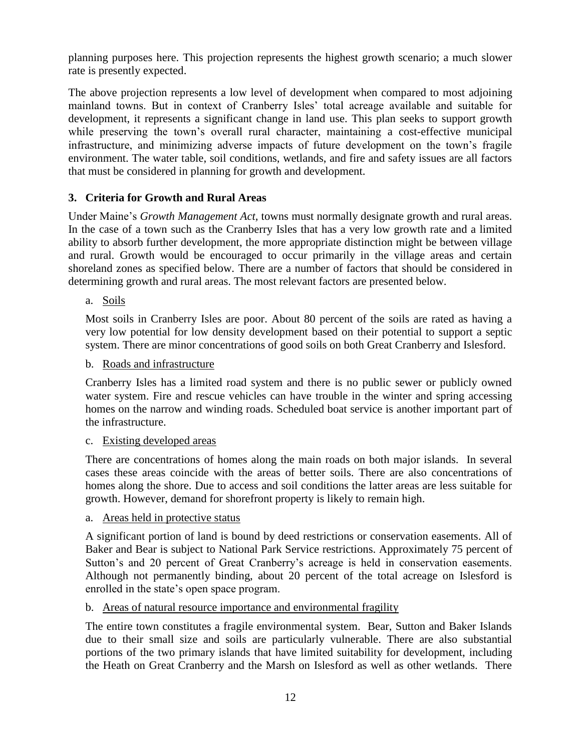planning purposes here. This projection represents the highest growth scenario; a much slower rate is presently expected.

The above projection represents a low level of development when compared to most adjoining mainland towns. But in context of Cranberry Isles' total acreage available and suitable for development, it represents a significant change in land use. This plan seeks to support growth while preserving the town's overall rural character, maintaining a cost-effective municipal infrastructure, and minimizing adverse impacts of future development on the town's fragile environment. The water table, soil conditions, wetlands, and fire and safety issues are all factors that must be considered in planning for growth and development.

### 3. Criteria for Growth and Rural Areas

Under Maine's *Growth Management Act*, towns must normally designate growth and rural areas. In the case of a town such as the Cranberry Isles that has a very low growth rate and a limited ability to absorb further development, the more appropriate distinction might be between village and rural. Growth would be encouraged to occur primarily in the village areas and certain shoreland zones as specified below. There are a number of factors that should be considered in determining growth and rural areas. The most relevant factors are presented below.

a. <u>Soils</u>

Most soils in Cranberry Isles are poor. About 80 percent of the soils are rated as having a very low potential for low density development based on their potential to support a septic system. There are minor concentrations of good soils on both Great Cranberry and Islesford.

b. <u>Roads and infrastructure</u>

Cranberry Isles has a limited road system and there is no public sewer or publicly owned water system. Fire and rescue vehicles can have trouble in the winter and spring accessing homes on the narrow and winding roads. Scheduled boat service is another important part of the infrastructure.

c. <u>Existing developed areas</u>

There are concentrations of homes along the main roads on both major islands. In several cases these areas coincide with the areas of better soils. There are also concentrations of homes along the shore. Due to access and soil conditions the latter areas are less suitable for growth. However, demand for shorefront property is likely to remain high.

a. <u>Areas held in protective status</u>

A significant portion of land is bound by deed restrictions or conservation easements. All of Baker and Bear is subject to National Park Service restrictions. Approximately 75 percent of Sutton's and 20 percent of Great Cranberry's acreage is held in conservation easements. Although not permanently binding, about 20 percent of the total acreage on Islesford is enrolled in the state's open space program.

b. <u>Areas of natural resource importance and environmental fragility</u>

The entire town constitutes a fragile environmental system. Bear, Sutton and Baker Islands due to their small size and soils are particularly vulnerable. There are also substantial portions of the two primary islands that have limited suitability for development, including the Heath on Great Cranberry and the Marsh on Islesford as well as other wetlands. There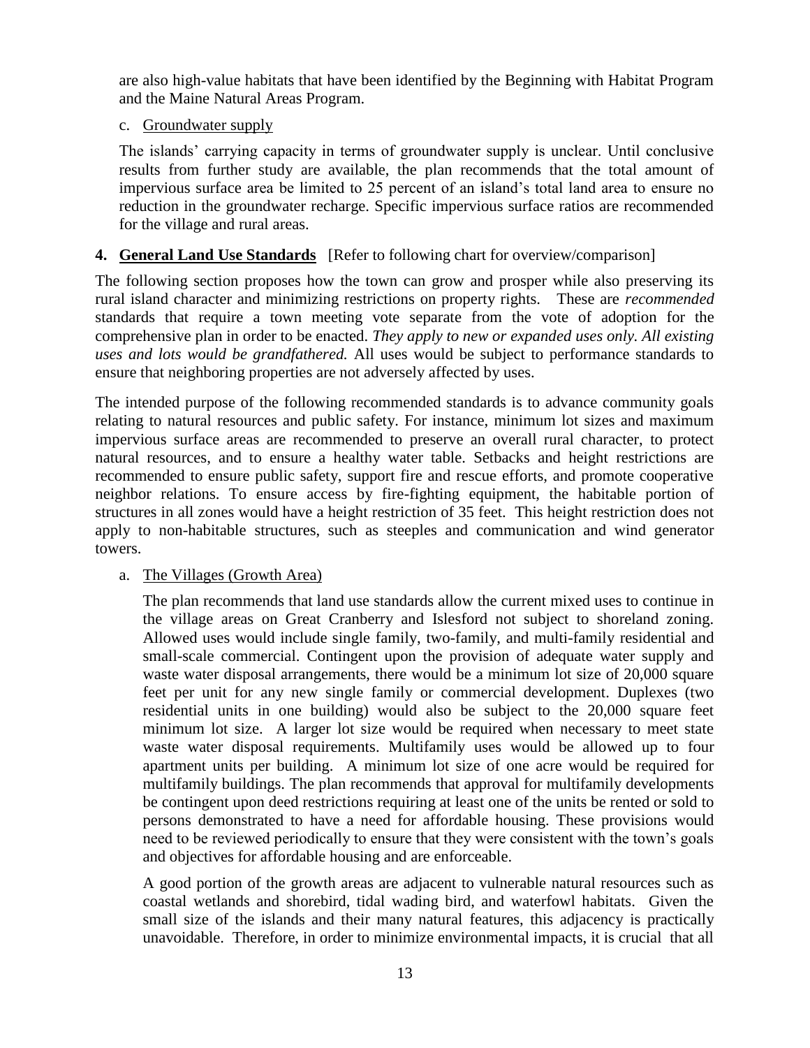are also high-value habitats that have been identified by the Beginning with Habitat Program and the Maine Natural Areas Program.

c. Groundwater supply

The islands' carrying capacity in terms of groundwater supply is unclear. Until conclusive results from further study are available, the plan recommends that the total amount of impervious surface area be limited to 25 percent of an island's total land area to ensure no reduction in the groundwater recharge. Specific impervious surface ratios are recommended for the village and rural areas.

**4. General Land Use Standards** [Refer to following chart for overview/comparison]

The following section proposes how the town can grow and prosper while also preserving its rural island character and minimizing restrictions on property rights. These are *recommended* standards that require a town meeting vote separate from the vote of adoption for the comprehensive plan in order to be enacted. *They apply to new or expanded uses only. All existing uses and lots would be grandfathered.* All uses would be subject to performance standards to ensure that neighboring properties are not adversely affected by uses.

The intended purpose of the following recommended standards is to advance community goals relating to natural resources and public safety. For instance, minimum lot sizes and maximum impervious surface areas are recommended to preserve an overall rural character, to protect natural resources, and to ensure a healthy water table. Setbacks and height restrictions are recommended to ensure public safety, support fire and rescue efforts, and promote cooperative neighbor relations. To ensure access by fire-fighting equipment, the habitable portion of structures in all zones would have a height restriction of 35 feet. This height restriction does not apply to non-habitable structures, such as steeples and communication and wind generator towers.

a. The Villages (Growth Area)

The plan recommends that land use standards allow the current mixed uses to continue in the village areas on Great Cranberry and Islesford not subject to shoreland zoning. Allowed uses would include single family, two-family, and multi-family residential and small-scale commercial. Contingent upon the provision of adequate water supply and waste water disposal arrangements, there would be a minimum lot size of 20,000 square feet per unit for any new single family or commercial development. Duplexes (two residential units in one building) would also be subject to the 20,000 square feet minimum lot size. A larger lot size would be required when necessary to meet state waste water disposal requirements. Multifamily uses would be allowed up to four apartment units per building. A minimum lot size of one acre would be required for multifamily buildings. The plan recommends that approval for multifamily developments be contingent upon deed restrictions requiring at least one of the units be rented or sold to persons demonstrated to have a need for affordable housing. These provisions would need to be reviewed periodically to ensure that they were consistent with the town's goals and objectives for affordable housing and are enforceable.

A good portion of the growth areas are adjacent to vulnerable natural resources such as coastal wetlands and shorebird, tidal wading bird, and waterfowl habitats. Given the small size of the islands and their many natural features, this adjacency is practically unavoidable. Therefore, in order to minimize environmental impacts, it is crucial that all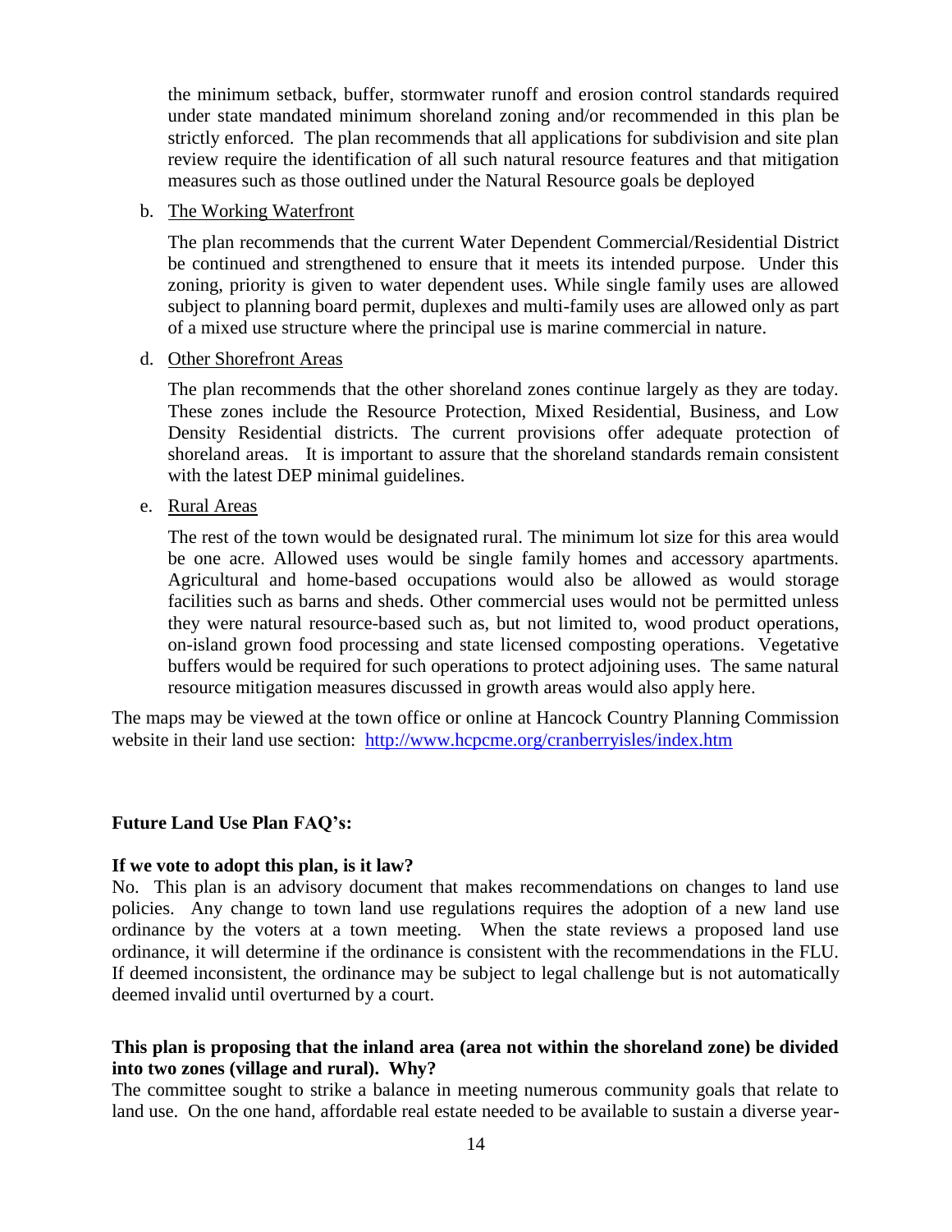the minimum setback, buffer, stormwater runoff and erosion control standards required under state mandated minimum shoreland zoning and/or recommended in this plan be strictly enforced. The plan recommends that all applications for subdivision and site plan review require the identification of all such natural resource features and that mitigation measures such as those outlined under the Natural Resource goals be deployed

b. The Working Waterfront

The plan recommends that the current Water Dependent Commercial/Residential District be continued and strengthened to ensure that it meets its intended purpose. Under this zoning, priority is given to water dependent uses. While single family uses are allowed subject to planning board permit, duplexes and multi-family uses are allowed only as part of a mixed use structure where the principal use is marine commercial in nature.

d. Other Shorefront Areas

The plan recommends that the other shoreland zones continue largely as they are today. These zones include the Resource Protection, Mixed Residential, Business, and Low Density Residential districts. The current provisions offer adequate protection of shoreland areas. It is important to assure that the shoreland standards remain consistent with the latest DEP minimal guidelines.

e. Rural Areas

The rest of the town would be designated rural. The minimum lot size for this area would be one acre. Allowed uses would be single family homes and accessory apartments. Agricultural and home-based occupations would also be allowed as would storage facilities such as barns and sheds. Other commercial uses would not be permitted unless they were natural resource-based such as, but not limited to, wood product operations, on-island grown food processing and state licensed composting operations. Vegetative buffers would be required for such operations to protect adjoining uses. The same natural resource mitigation measures discussed in growth areas would also apply here.

The maps may be viewed at the town office or online at Hancock Country Planning Commission website in their land use section: http://www.hcpcme.org/cranberryisles/index.htm

**Future Land Use Plan FAQ's:**

**If we vote to adopt this plan, is it law?**

No. This plan is an advisory document that makes recommendations on changes to land use policies. Any change to town land use regulations requires the adoption of a new land use ordinance by the voters at a town meeting. When the state reviews a proposed land use ordinance, it will determine if the ordinance is consistent with the recommendations in the FLU. If deemed inconsistent, the ordinance may be subject to legal challenge but is not automatically deemed invalid until overturned by a court.

**This plan is proposing that the inland area (area not within the shoreland zone) be divided into two zones (village and rural). Why?**

The committee sought to strike a balance in meeting numerous community goals that relate to land use. On the one hand, affordable real estate needed to be available to sustain a diverse year-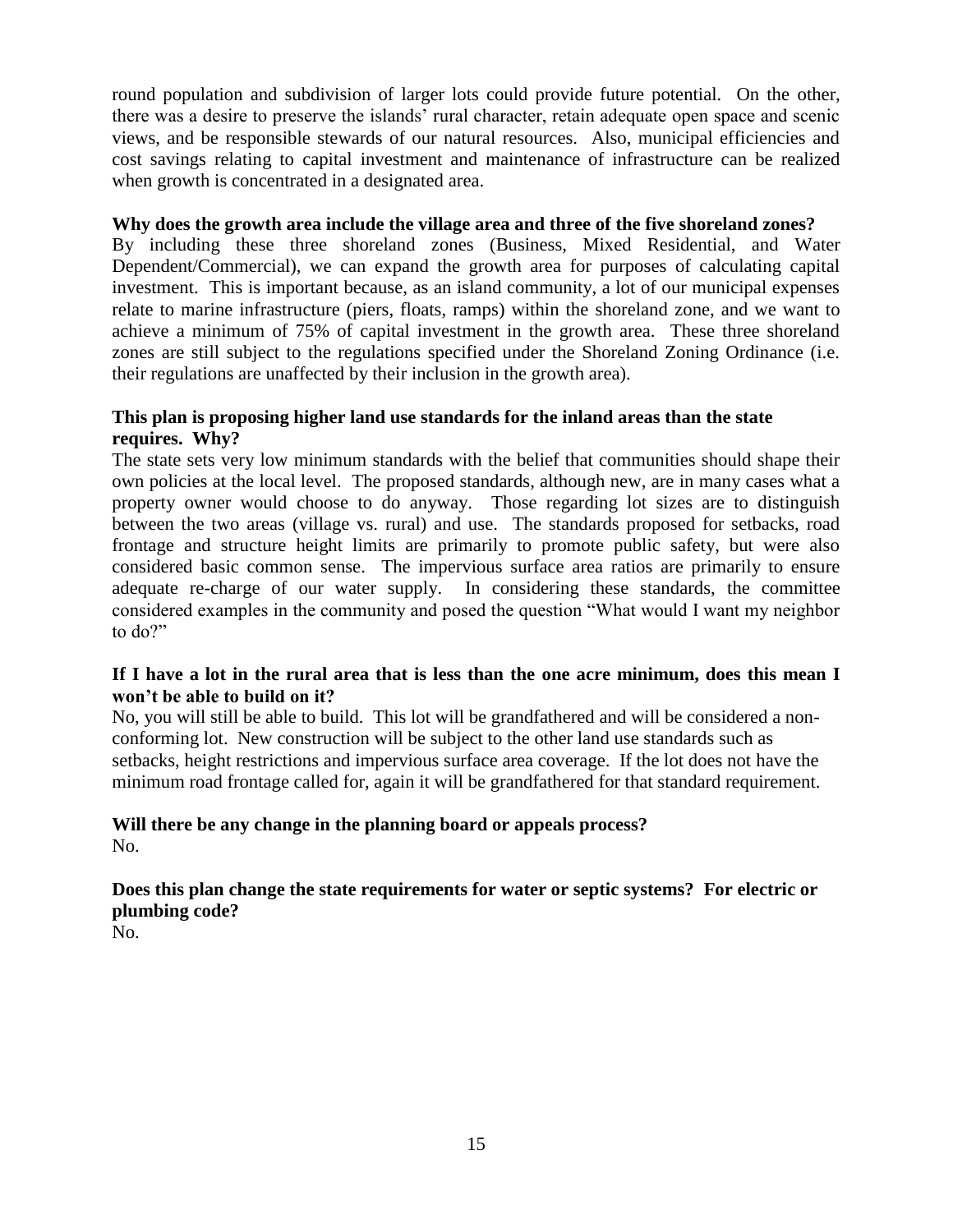round population and subdivision of larger lots could provide future potential. On the other, there was a desire to preserve the islands' rural character, retain adequate open space and scenic views, and be responsible stewards of our natural resources. Also, municipal efficiencies and cost savings relating to capital investment and maintenance of infrastructure can be realized when growth is concentrated in a designated area.

**Why does the growth area include the village area and three of the five shoreland zones?**

By including these three shoreland zones (Business, Mixed Residential, and Water Dependent/Commercial), we can expand the growth area for purposes of calculating capital investment. This is important because, as an island community, a lot of our municipal expenses relate to marine infrastructure (piers, floats, ramps) within the shoreland zone, and we want to achieve a minimum of 75% of capital investment in the growth area. These three shoreland zones are still subject to the regulations specified under the Shoreland Zoning Ordinance (i.e. their regulations are unaffected by their inclusion in the growth area).

**This plan is proposing higher land use standards for the inland areas than the state requires. Why?**

The state sets very low minimum standards with the belief that communities should shape their own policies at the local level. The proposed standards, although new, are in many cases what a property owner would choose to do anyway. Those regarding lot sizes are to distinguish between the two areas (village vs. rural) and use. The standards proposed for setbacks, road frontage and structure height limits are primarily to promote public safety, but were also considered basic common sense. The impervious surface area ratios are primarily to ensure adequate re-charge of our water supply. In considering these standards, the committee considered examples in the community and posed the question "What would I want my neighbor to do?"

**If I have a lot in the rural area that is less than the one acre minimum, does this mean I won't be able to build on it?**

No, you will still be able to build. This lot will be grandfathered and will be considered a non-conforming lot. New construction will be subject to the other land use standards such as setbacks, height restrictions and impervious surface area coverage. If the lot does not have the minimum road frontage called for, again it will be grandfathered for that standard requirement.

**Will there be any change in the planning board or appeals process?**

No.

**Does this plan change the state requirements for water or septic systems? For electric or plumbing code?**

No.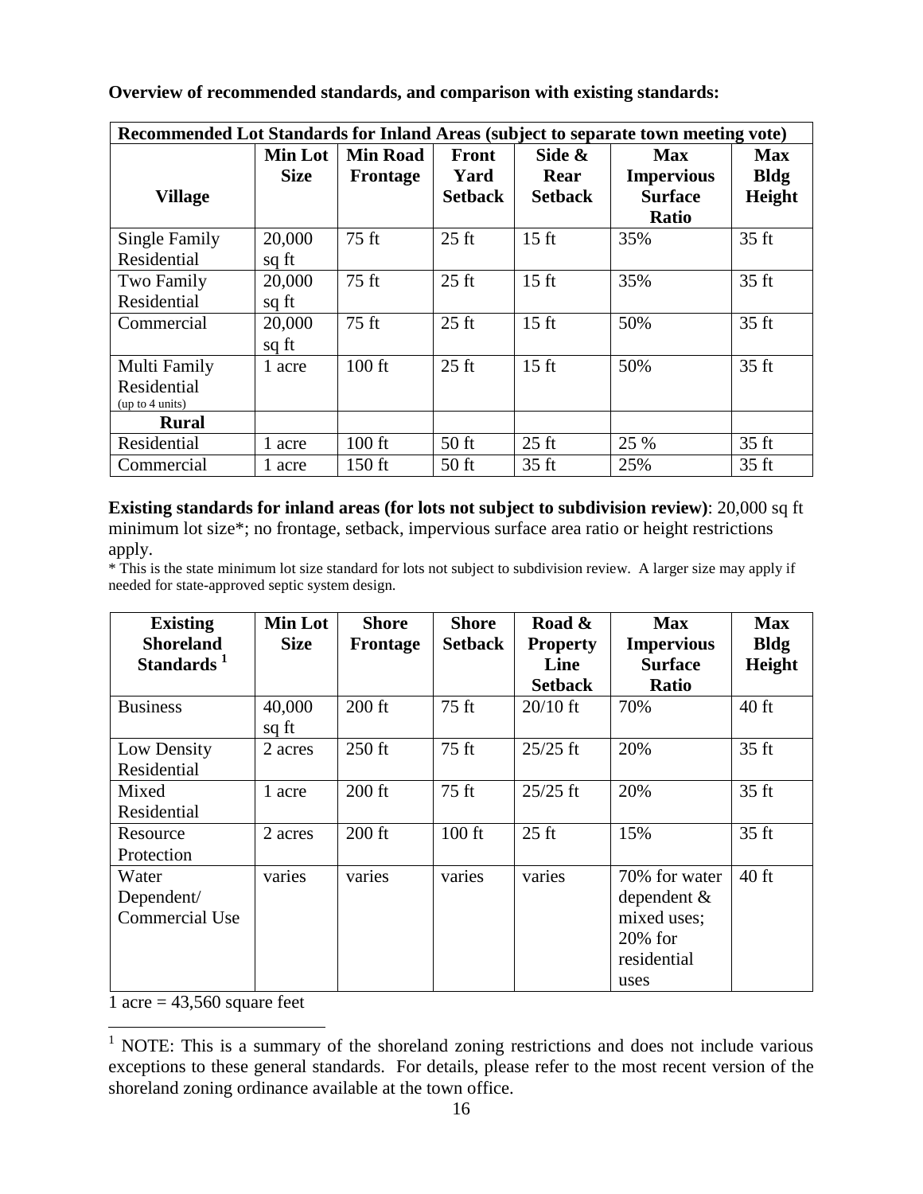**Overview of recommended standards, and comparison with existing standards:**

| Recommended Lot Standards for Inland Areas (subject to separate town meeting vote) | | | | | | |
|---|---|---|---|---|---|---|
| **Village** | **Min Lot Size** | **Min Road Frontage** | **Front Yard Setback** | **Side & Rear Setback** | **Max Impervious Surface Ratio** | **Max Bldg Height** |
| Single Family Residential | 20,000 sq ft | 75 ft | 25 ft | 15 ft | 35% | 35 ft |
| Two Family Residential | 20,000 sq ft | 75 ft | 25 ft | 15 ft | 35% | 35 ft |
| Commercial | 20,000 sq ft | 75 ft | 25 ft | 15 ft | 50% | 35 ft |
| Multi Family Residential (up to 4 units) | 1 acre | 100 ft | 25 ft | 15 ft | 50% | 35 ft |
| **Rural** | | | | | | |
| Residential | 1 acre | 100 ft | 50 ft | 25 ft | 25 % | 35 ft |
| Commercial | 1 acre | 150 ft | 50 ft | 35 ft | 25% | 35 ft |

**Existing standards for inland areas (for lots not subject to subdivision review)**: 20,000 sq ft minimum lot size*; no frontage, setback, impervious surface area ratio or height restrictions apply.

\* This is the state minimum lot size standard for lots not subject to subdivision review. A larger size may apply if needed for state-approved septic system design.

| Existing Shoreland Standards [1] | Min Lot Size | Shore Frontage | Shore Setback | Road & Property Line Setback | Max Impervious Surface Ratio | Max Bldg Height |
|---|---|---|---|---|---|---|
| Business | 40,000 sq ft | 200 ft | 75 ft | 20/10 ft | 70% | 40 ft |
| Low Density Residential | 2 acres | 250 ft | 75 ft | 25/25 ft | 20% | 35 ft |
| Mixed Residential | 1 acre | 200 ft | 75 ft | 25/25 ft | 20% | 35 ft |
| Resource Protection | 2 acres | 200 ft | 100 ft | 25 ft | 15% | 35 ft |
| Water Dependent/ Commercial Use | varies | varies | varies | varies | 70% for water dependent & mixed uses; 20% for residential uses | 40 ft |

1 acre = 43,560 square feet

[1] NOTE: This is a summary of the shoreland zoning restrictions and does not include various exceptions to these general standards. For details, please refer to the most recent version of the shoreland zoning ordinance available at the town office.